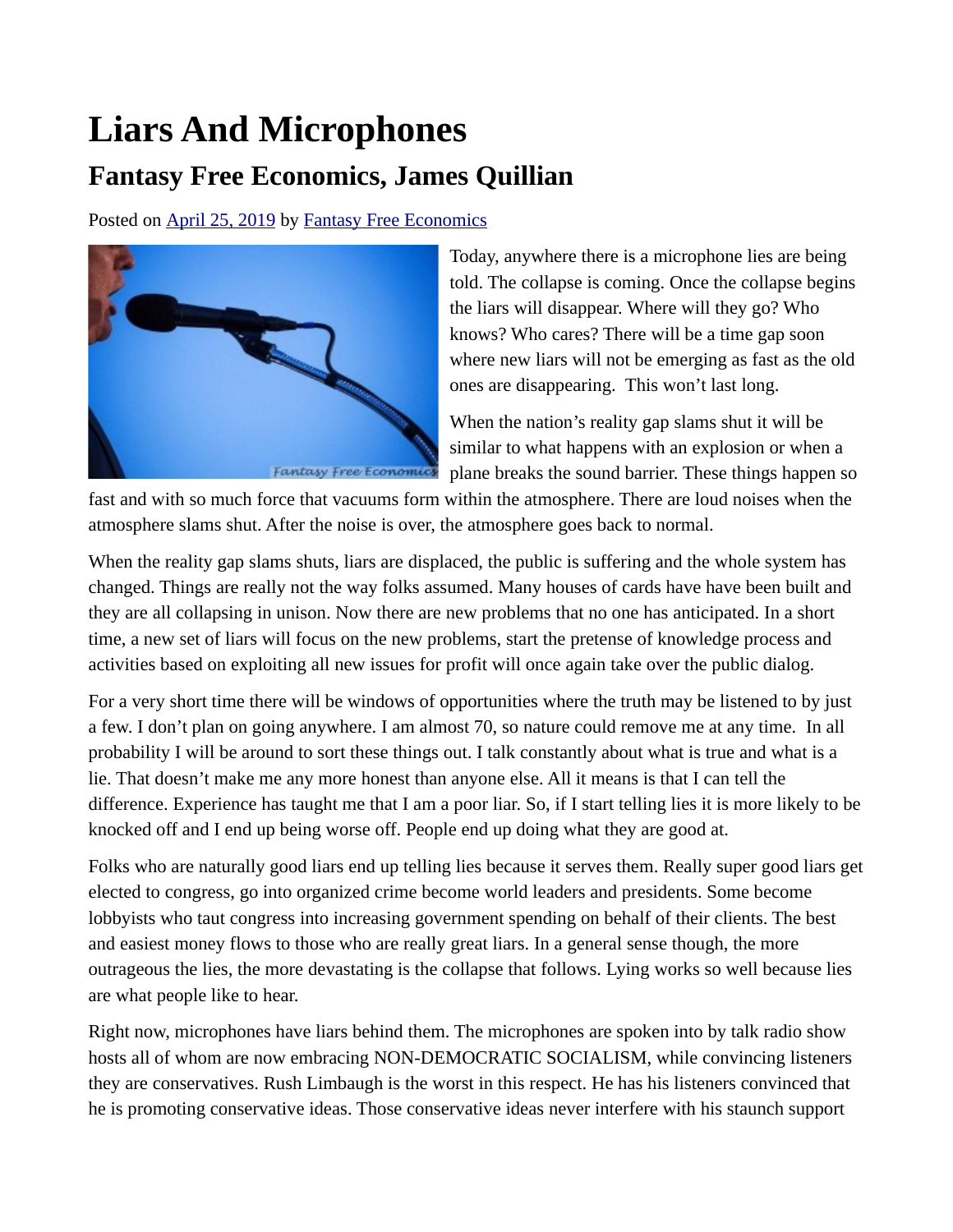# Liars And Microphones

## Fantasy Free Economics, James Quillian

Posted on [April 25, 2019](#) by [Fantasy Free Economics](#)

Today, anywhere there is a microphone lies are being told. The collapse is coming. Once the collapse begins the liars will disappear. Where will they go? Who knows? Who cares? There will be a time gap soon where new liars will not be emerging as fast as the old ones are disappearing. This won't last long.

When the nation's reality gap slams shut it will be similar to what happens with an explosion or when a plane breaks the sound barrier. These things happen so fast and with so much force that vacuums form within the atmosphere. There are loud noises when the atmosphere slams shut. After the noise is over, the atmosphere goes back to normal.

When the reality gap slams shuts, liars are displaced, the public is suffering and the whole system has changed. Things are really not the way folks assumed. Many houses of cards have have been built and they are all collapsing in unison. Now there are new problems that no one has anticipated. In a short time, a new set of liars will focus on the new problems, start the pretense of knowledge process and activities based on exploiting all new issues for profit will once again take over the public dialog.

For a very short time there will be windows of opportunities where the truth may be listened to by just a few. I don't plan on going anywhere. I am almost 70, so nature could remove me at any time. In all probability I will be around to sort these things out. I talk constantly about what is true and what is a lie. That doesn't make me any more honest than anyone else. All it means is that I can tell the difference. Experience has taught me that I am a poor liar. So, if I start telling lies it is more likely to be knocked off and I end up being worse off. People end up doing what they are good at.

Folks who are naturally good liars end up telling lies because it serves them. Really super good liars get elected to congress, go into organized crime become world leaders and presidents. Some become lobbyists who taut congress into increasing government spending on behalf of their clients. The best and easiest money flows to those who are really great liars. In a general sense though, the more outrageous the lies, the more devastating is the collapse that follows. Lying works so well because lies are what people like to hear.

Right now, microphones have liars behind them. The microphones are spoken into by talk radio show hosts all of whom are now embracing NON-DEMOCRATIC SOCIALISM, while convincing listeners they are conservatives. Rush Limbaugh is the worst in this respect. He has his listeners convinced that he is promoting conservative ideas. Those conservative ideas never interfere with his staunch support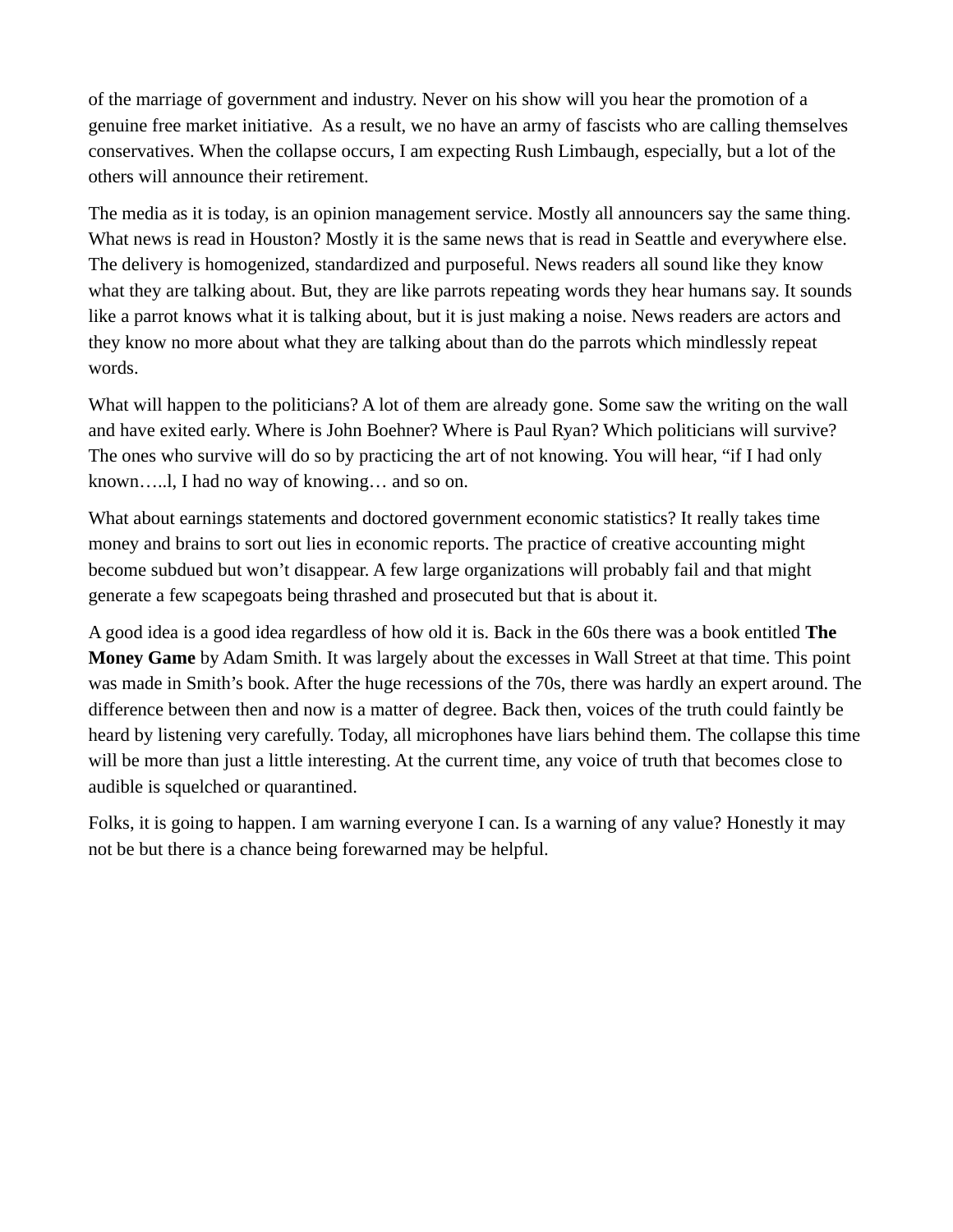of the marriage of government and industry. Never on his show will you hear the promotion of a genuine free market initiative.  As a result, we no have an army of fascists who are calling themselves conservatives. When the collapse occurs, I am expecting Rush Limbaugh, especially, but a lot of the others will announce their retirement.

The media as it is today, is an opinion management service. Mostly all announcers say the same thing. What news is read in Houston? Mostly it is the same news that is read in Seattle and everywhere else. The delivery is homogenized, standardized and purposeful. News readers all sound like they know what they are talking about. But, they are like parrots repeating words they hear humans say. It sounds like a parrot knows what it is talking about, but it is just making a noise. News readers are actors and they know no more about what they are talking about than do the parrots which mindlessly repeat words.

What will happen to the politicians? A lot of them are already gone. Some saw the writing on the wall and have exited early. Where is John Boehner? Where is Paul Ryan? Which politicians will survive? The ones who survive will do so by practicing the art of not knowing. You will hear, "if I had only known…..l, I had no way of knowing… and so on.

What about earnings statements and doctored government economic statistics? It really takes time money and brains to sort out lies in economic reports. The practice of creative accounting might become subdued but won't disappear. A few large organizations will probably fail and that might generate a few scapegoats being thrashed and prosecuted but that is about it.

A good idea is a good idea regardless of how old it is. Back in the 60s there was a book entitled **The Money Game** by Adam Smith. It was largely about the excesses in Wall Street at that time. This point was made in Smith's book. After the huge recessions of the 70s, there was hardly an expert around. The difference between then and now is a matter of degree. Back then, voices of the truth could faintly be heard by listening very carefully. Today, all microphones have liars behind them. The collapse this time will be more than just a little interesting. At the current time, any voice of truth that becomes close to audible is squelched or quarantined.

Folks, it is going to happen. I am warning everyone I can. Is a warning of any value? Honestly it may not be but there is a chance being forewarned may be helpful.